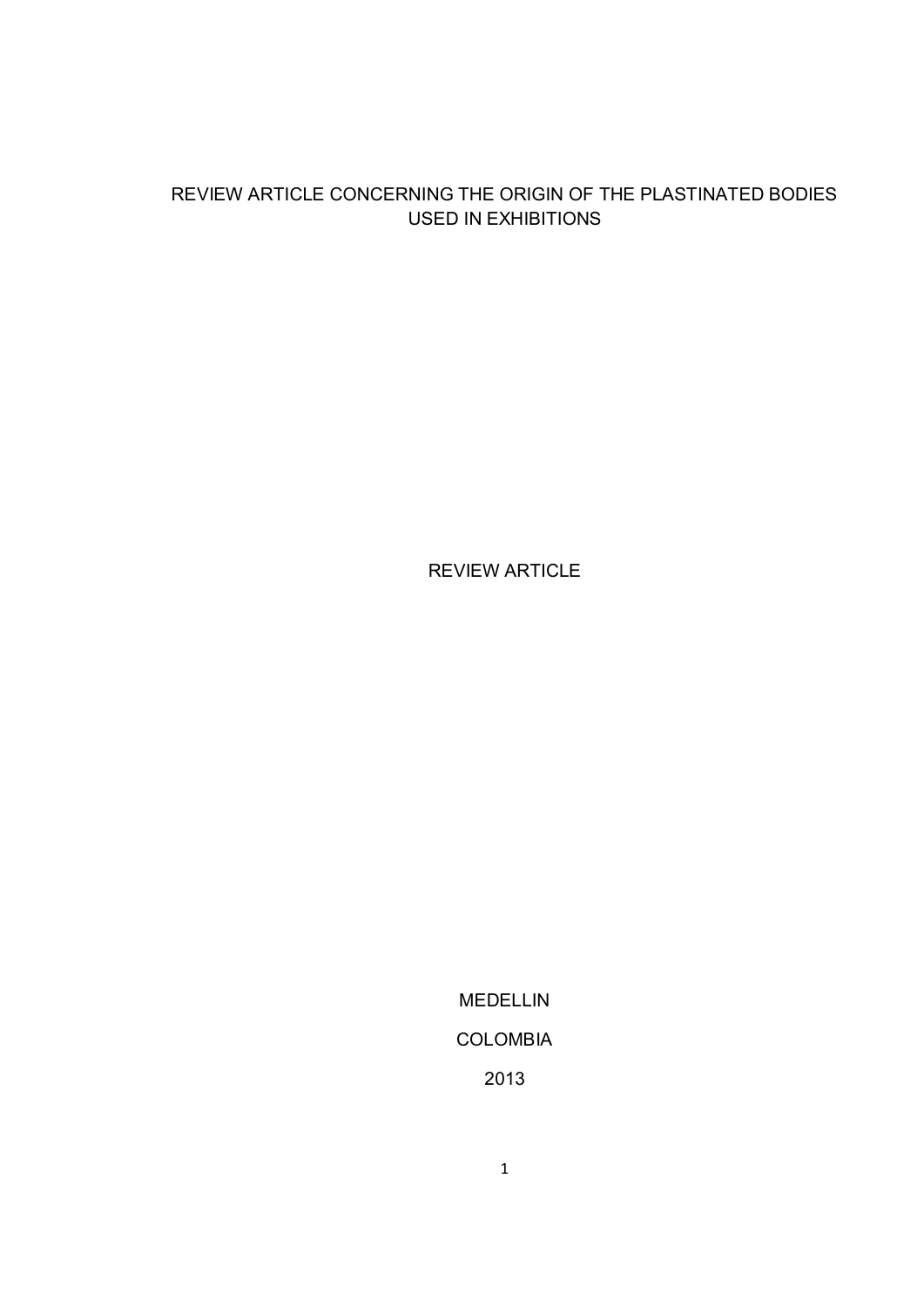# REVIEW ARTICLE CONCERNING THE ORIGIN OF THE PLASTINATED BODIES USED IN EXHIBITIONS

REVIEW ARTICLE

MEDELLIN

COLOMBIA

2013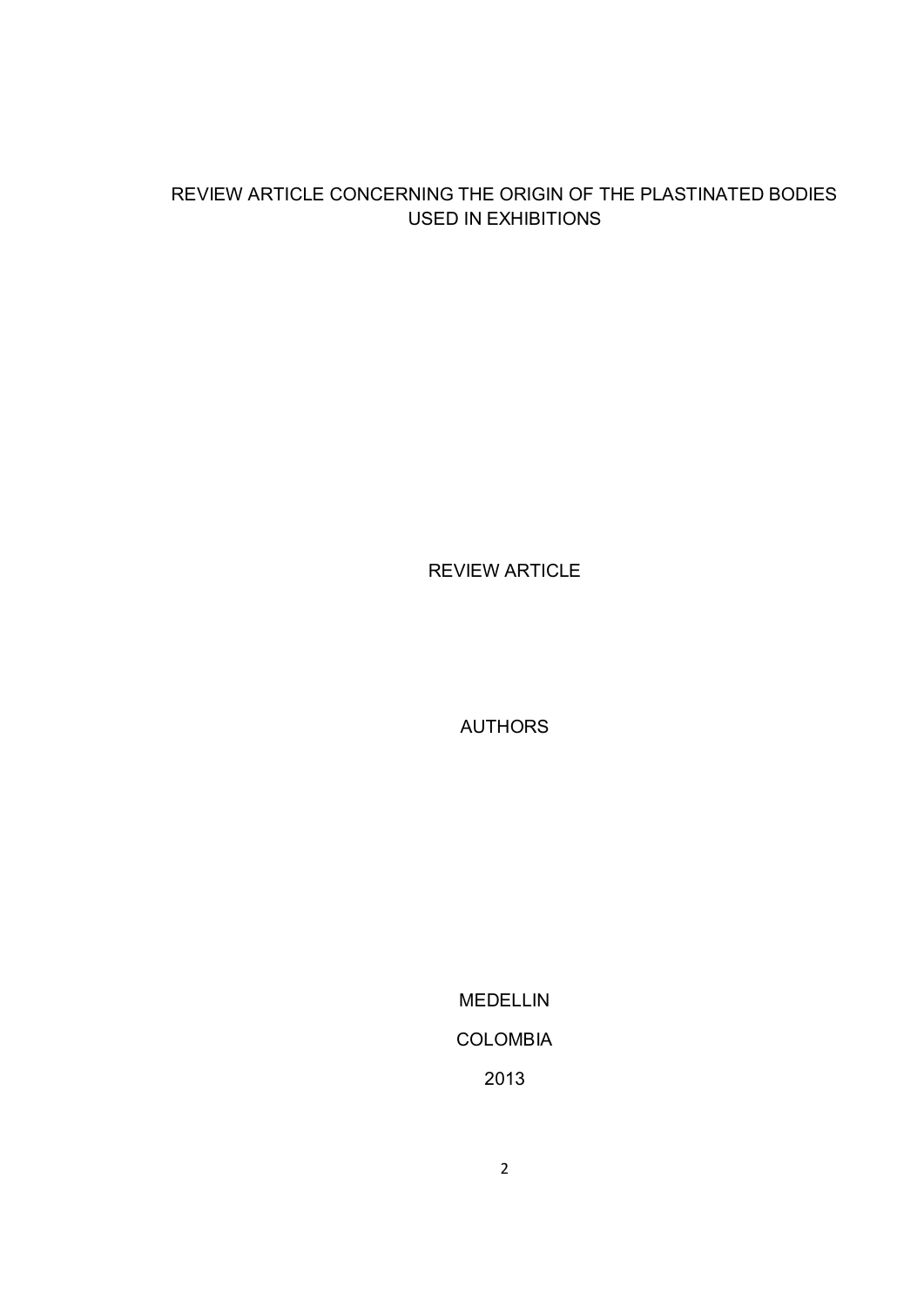# REVIEW ARTICLE CONCERNING THE ORIGIN OF THE PLASTINATED BODIES USED IN EXHIBITIONS

REVIEW ARTICLE

AUTHORS

MEDELLIN

COLOMBIA

2013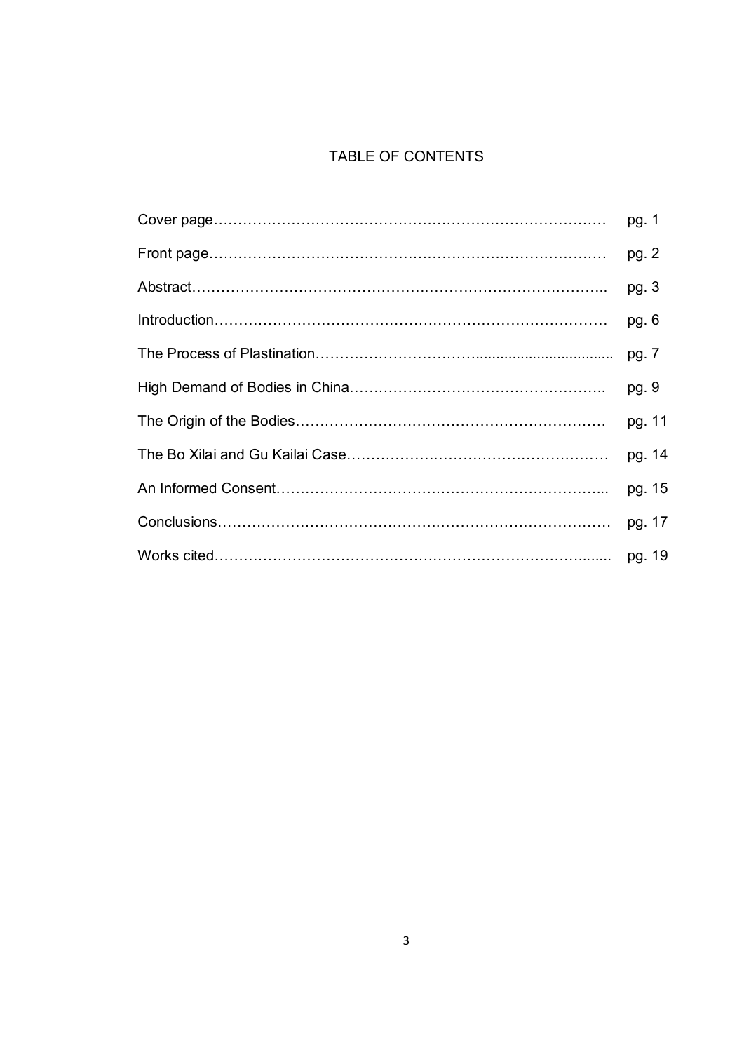# TABLE OF CONTENTS

| | |
|---|---|
| Cover page……………………………………………………………………… | pg. 1 |
| Front page……………………………………………………………………… | pg. 2 |
| Abstract……………………………………………………………………….. | pg. 3 |
| Introduction……………………………………………………………………… | pg. 6 |
| The Process of Plastination………………………….................................. | pg. 7 |
| High Demand of Bodies in China…………………………………………….. | pg. 9 |
| The Origin of the Bodies……………………………………………………… | pg. 11 |
| The Bo Xilai and Gu Kailai Case……………………………………………… | pg. 14 |
| An Informed Consent………………………………………………………... | pg. 15 |
| Conclusions……………………………………………………………………… | pg. 17 |
| Works cited………………………………………………………………....... | pg. 19 |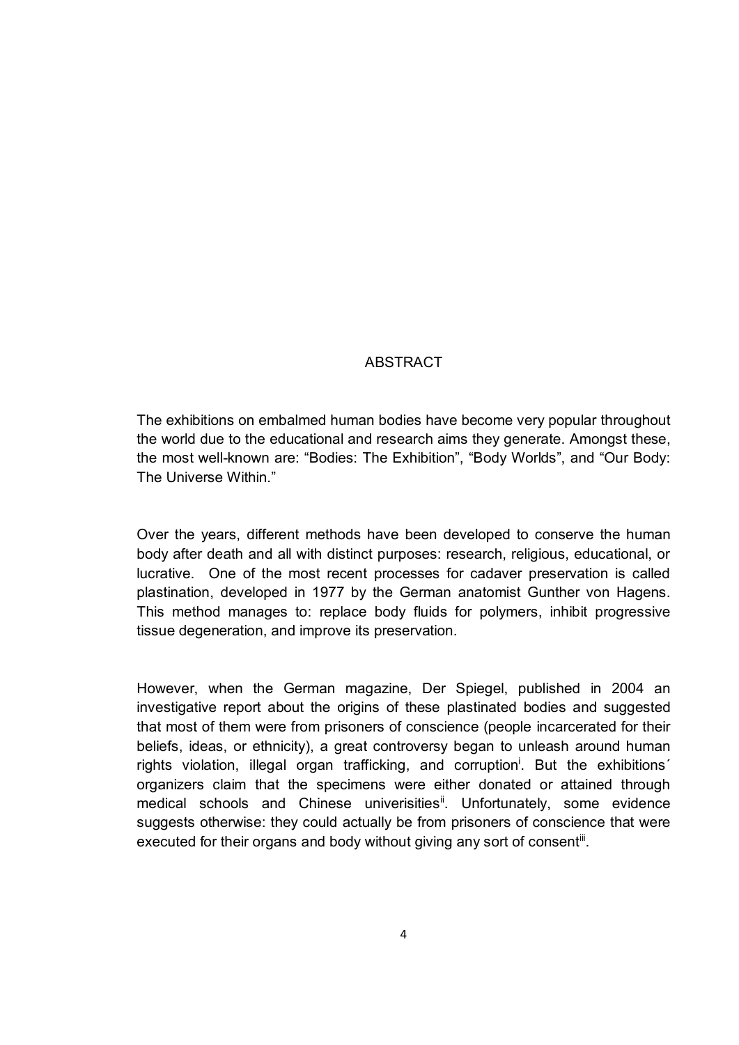# ABSTRACT

The exhibitions on embalmed human bodies have become very popular throughout the world due to the educational and research aims they generate. Amongst these, the most well-known are: “Bodies: The Exhibition”, “Body Worlds”, and “Our Body: The Universe Within.”

Over the years, different methods have been developed to conserve the human body after death and all with distinct purposes: research, religious, educational, or lucrative. One of the most recent processes for cadaver preservation is called plastination, developed in 1977 by the German anatomist Gunther von Hagens. This method manages to: replace body fluids for polymers, inhibit progressive tissue degeneration, and improve its preservation.

However, when the German magazine, Der Spiegel, published in 2004 an investigative report about the origins of these plastinated bodies and suggested that most of them were from prisoners of conscience (people incarcerated for their beliefs, ideas, or ethnicity), a great controversy began to unleash around human rights violation, illegal organ trafficking, and corruption[i]. But the exhibitions´ organizers claim that the specimens were either donated or attained through medical schools and Chinese univerisities[ii]. Unfortunately, some evidence suggests otherwise: they could actually be from prisoners of conscience that were executed for their organs and body without giving any sort of consent[iii].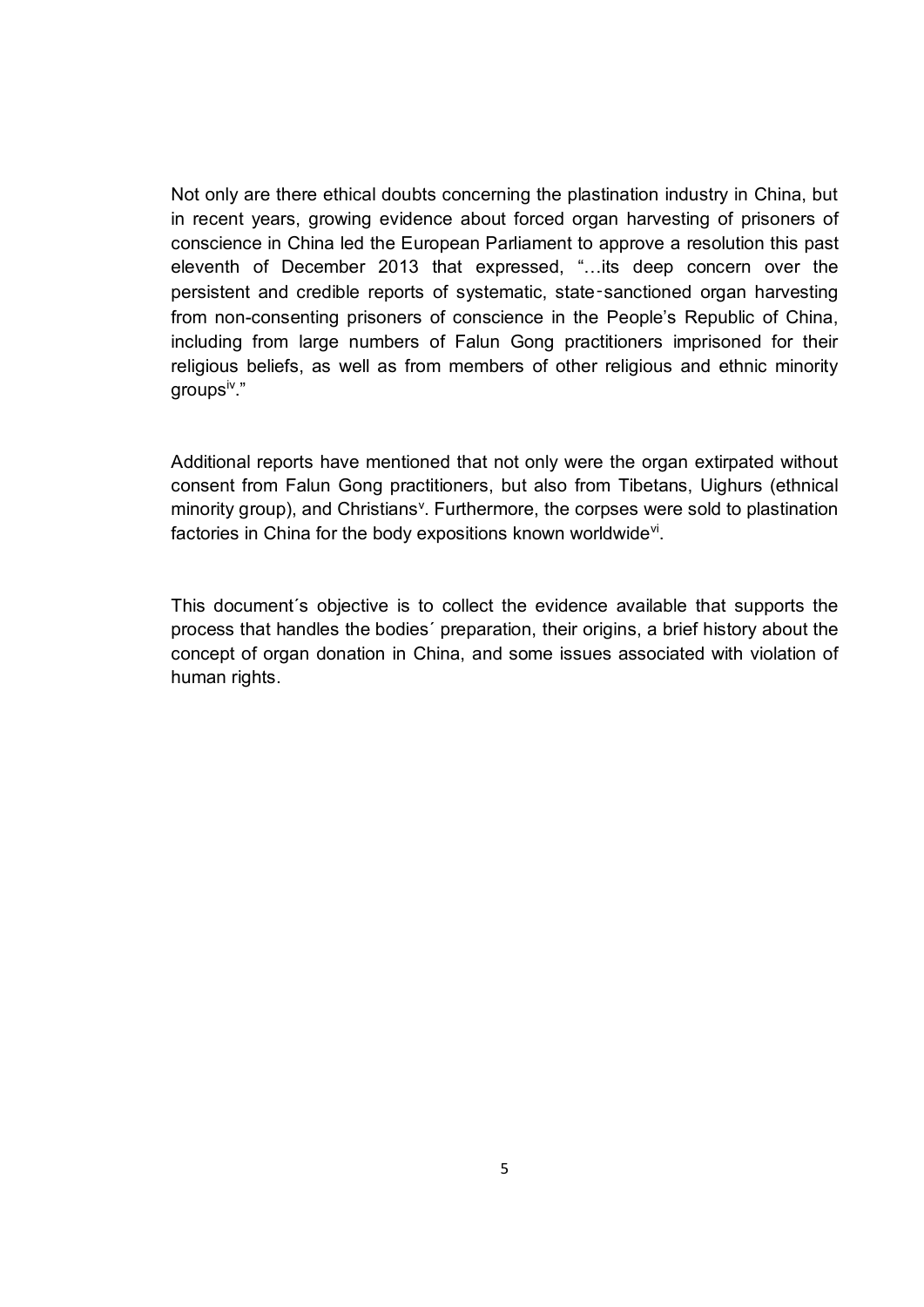Not only are there ethical doubts concerning the plastination industry in China, but in recent years, growing evidence about forced organ harvesting of prisoners of conscience in China led the European Parliament to approve a resolution this past eleventh of December 2013 that expressed, "…its deep concern over the persistent and credible reports of systematic, state‑sanctioned organ harvesting from non-consenting prisoners of conscience in the People's Republic of China, including from large numbers of Falun Gong practitioners imprisoned for their religious beliefs, as well as from members of other religious and ethnic minority groups[iv]."

Additional reports have mentioned that not only were the organ extirpated without consent from Falun Gong practitioners, but also from Tibetans, Uighurs (ethnical minority group), and Christians[v]. Furthermore, the corpses were sold to plastination factories in China for the body expositions known worldwide[vi].

This document´s objective is to collect the evidence available that supports the process that handles the bodies´ preparation, their origins, a brief history about the concept of organ donation in China, and some issues associated with violation of human rights.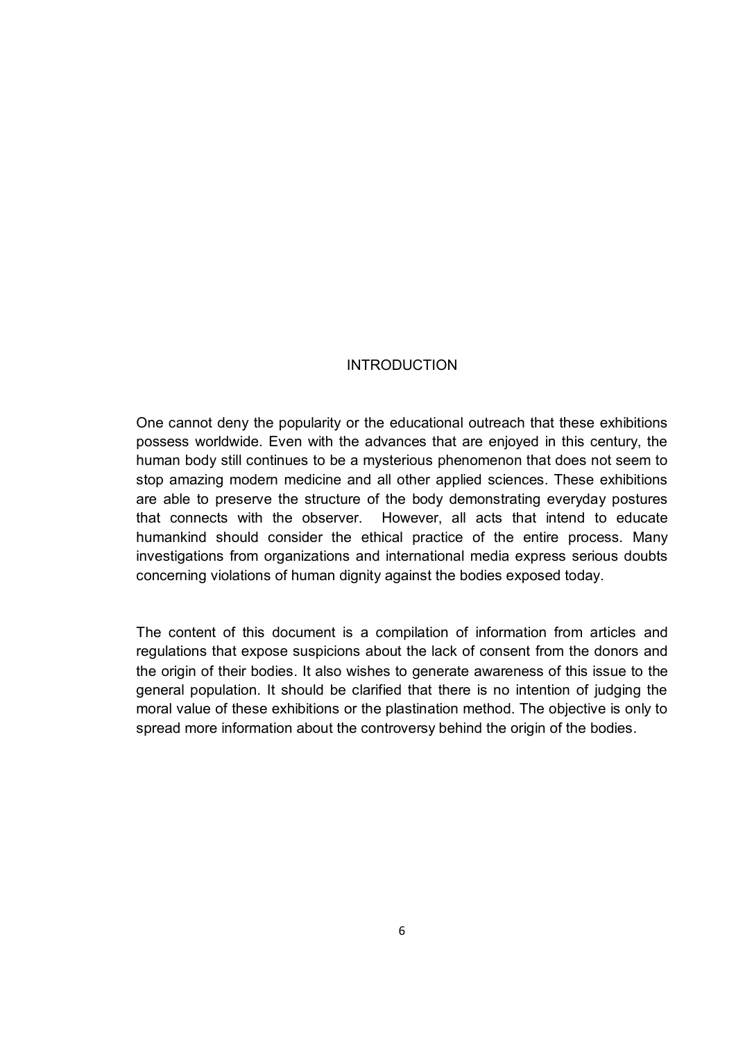# INTRODUCTION

One cannot deny the popularity or the educational outreach that these exhibitions possess worldwide. Even with the advances that are enjoyed in this century, the human body still continues to be a mysterious phenomenon that does not seem to stop amazing modern medicine and all other applied sciences. These exhibitions are able to preserve the structure of the body demonstrating everyday postures that connects with the observer. However, all acts that intend to educate humankind should consider the ethical practice of the entire process. Many investigations from organizations and international media express serious doubts concerning violations of human dignity against the bodies exposed today.

The content of this document is a compilation of information from articles and regulations that expose suspicions about the lack of consent from the donors and the origin of their bodies. It also wishes to generate awareness of this issue to the general population. It should be clarified that there is no intention of judging the moral value of these exhibitions or the plastination method. The objective is only to spread more information about the controversy behind the origin of the bodies.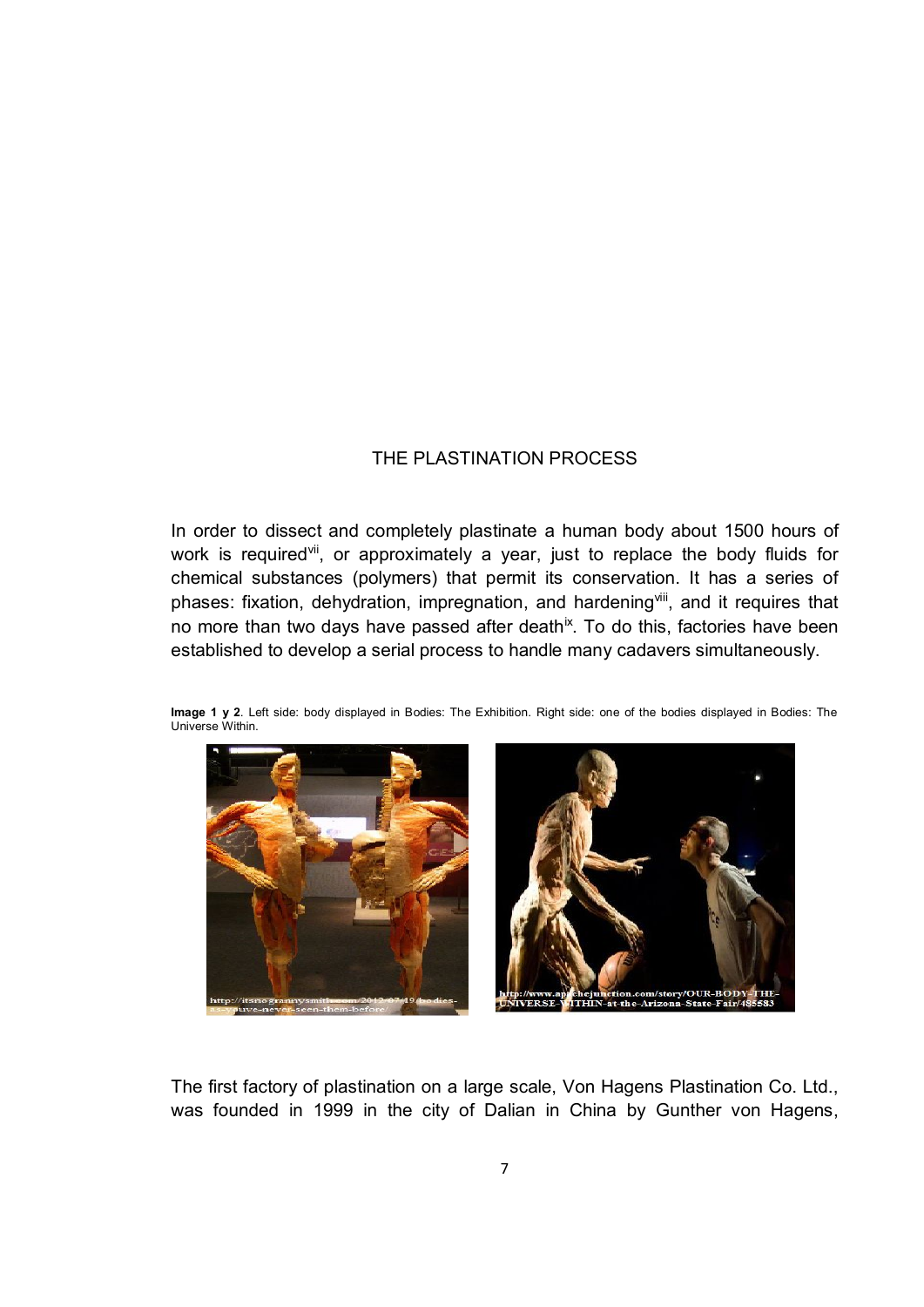## THE PLASTINATION PROCESS

In order to dissect and completely plastinate a human body about 1500 hours of work is required[vii], or approximately a year, just to replace the body fluids for chemical substances (polymers) that permit its conservation. It has a series of phases: fixation, dehydration, impregnation, and hardening[viii], and it requires that no more than two days have passed after death[ix]. To do this, factories have been established to develop a serial process to handle many cadavers simultaneously.

**Image 1 y 2**. Left side: body displayed in Bodies: The Exhibition. Right side: one of the bodies displayed in Bodies: The Universe Within.

The first factory of plastination on a large scale, Von Hagens Plastination Co. Ltd., was founded in 1999 in the city of Dalian in China by Gunther von Hagens,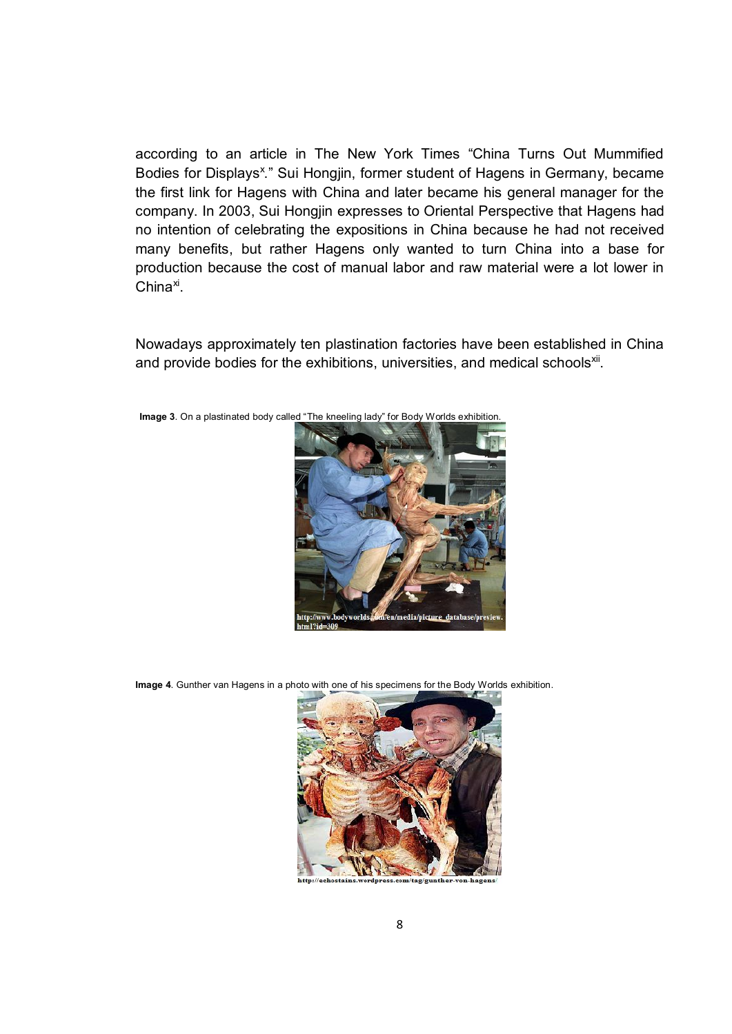according to an article in The New York Times "China Turns Out Mummified Bodies for Displays[x]." Sui Hongjin, former student of Hagens in Germany, became the first link for Hagens with China and later became his general manager for the company. In 2003, Sui Hongjin expresses to Oriental Perspective that Hagens had no intention of celebrating the expositions in China because he had not received many benefits, but rather Hagens only wanted to turn China into a base for production because the cost of manual labor and raw material were a lot lower in China[xi].

Nowadays approximately ten plastination factories have been established in China and provide bodies for the exhibitions, universities, and medical schools[xii].

**Image 3**. On a plastinated body called "The kneeling lady" for Body Worlds exhibition.

http://www.bodyworlds.com/en/media/picture_database/preview.html?id=309

**Image 4**. Gunther van Hagens in a photo with one of his specimens for the Body Worlds exhibition.

http://echostains.wordpress.com/tag/gunther-von-hagens/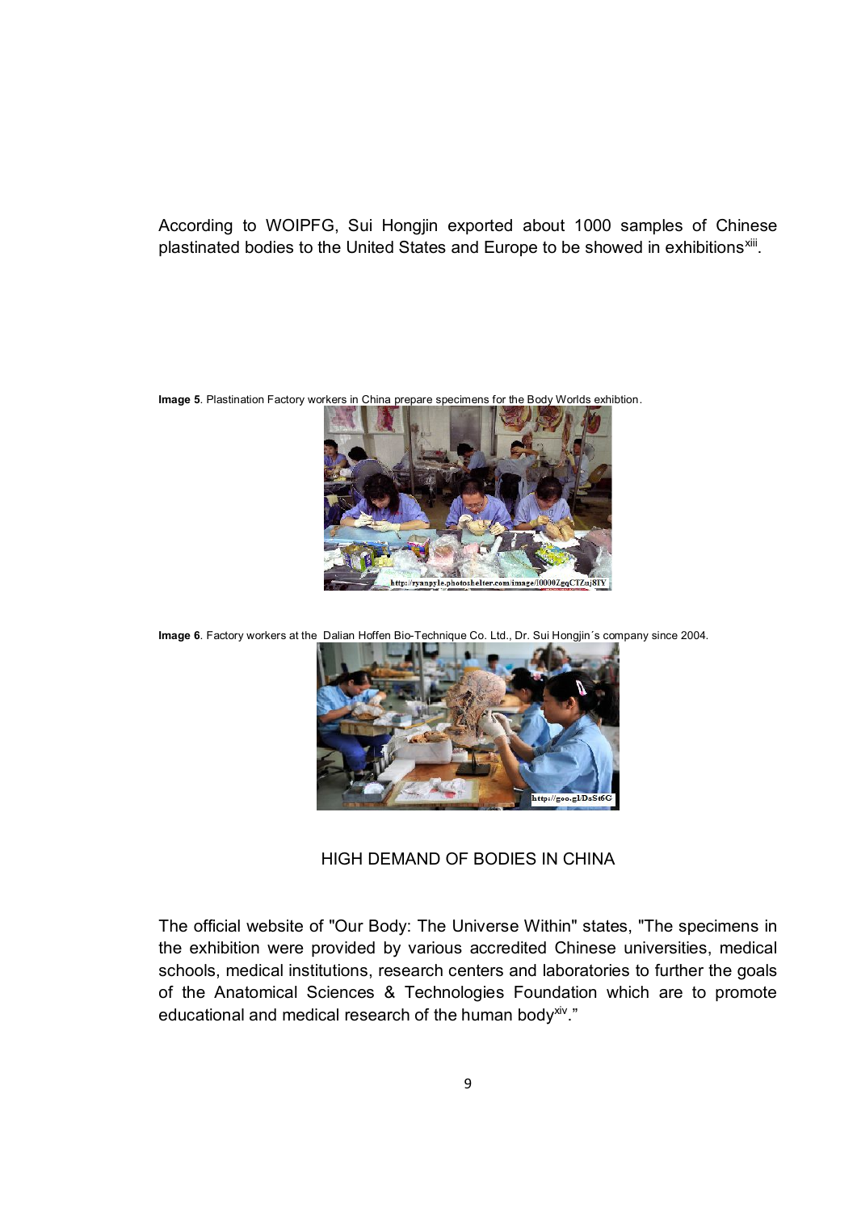According to WOIPFG, Sui Hongjin exported about 1000 samples of Chinese plastinated bodies to the United States and Europe to be showed in exhibitions[xiii].

**Image 5**. Plastination Factory workers in China prepare specimens for the Body Worlds exhibtion.

**Image 6**. Factory workers at the Dalian Hoffen Bio-Technique Co. Ltd., Dr. Sui Hongjin´s company since 2004.

## HIGH DEMAND OF BODIES IN CHINA

The official website of "Our Body: The Universe Within" states, "The specimens in the exhibition were provided by various accredited Chinese universities, medical schools, medical institutions, research centers and laboratories to further the goals of the Anatomical Sciences & Technologies Foundation which are to promote educational and medical research of the human body[xiv]."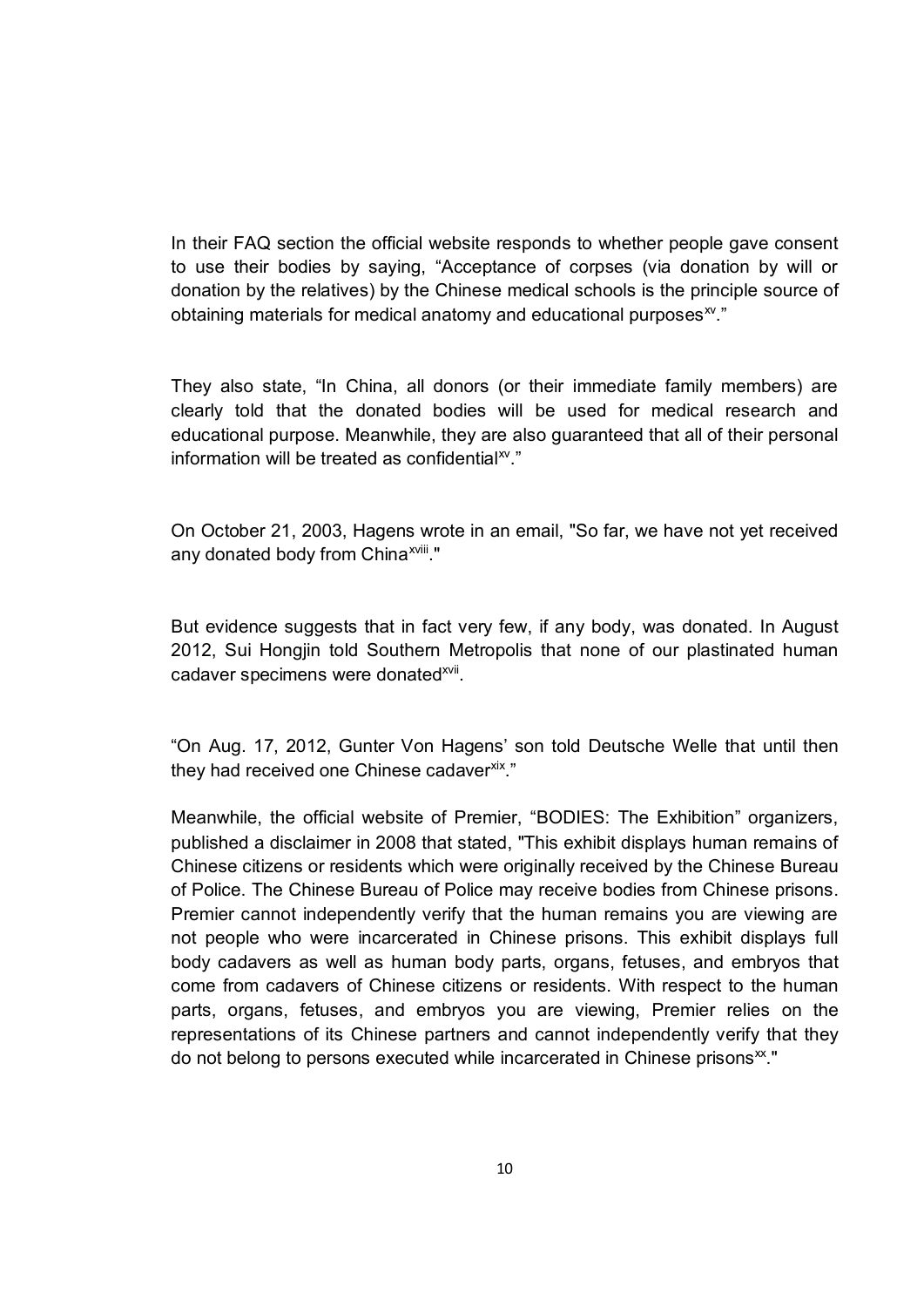In their FAQ section the official website responds to whether people gave consent to use their bodies by saying, “Acceptance of corpses (via donation by will or donation by the relatives) by the Chinese medical schools is the principle source of obtaining materials for medical anatomy and educational purposes[xv].”

They also state, “In China, all donors (or their immediate family members) are clearly told that the donated bodies will be used for medical research and educational purpose. Meanwhile, they are also guaranteed that all of their personal information will be treated as confidential[xv].”

On October 21, 2003, Hagens wrote in an email, "So far, we have not yet received any donated body from China[xviii]."

But evidence suggests that in fact very few, if any body, was donated. In August 2012, Sui Hongjin told Southern Metropolis that none of our plastinated human cadaver specimens were donated[xvii].

“On Aug. 17, 2012, Gunter Von Hagens’ son told Deutsche Welle that until then they had received one Chinese cadaver[xix].”

Meanwhile, the official website of Premier, “BODIES: The Exhibition” organizers, published a disclaimer in 2008 that stated, "This exhibit displays human remains of Chinese citizens or residents which were originally received by the Chinese Bureau of Police. The Chinese Bureau of Police may receive bodies from Chinese prisons. Premier cannot independently verify that the human remains you are viewing are not people who were incarcerated in Chinese prisons. This exhibit displays full body cadavers as well as human body parts, organs, fetuses, and embryos that come from cadavers of Chinese citizens or residents. With respect to the human parts, organs, fetuses, and embryos you are viewing, Premier relies on the representations of its Chinese partners and cannot independently verify that they do not belong to persons executed while incarcerated in Chinese prisons[xx]."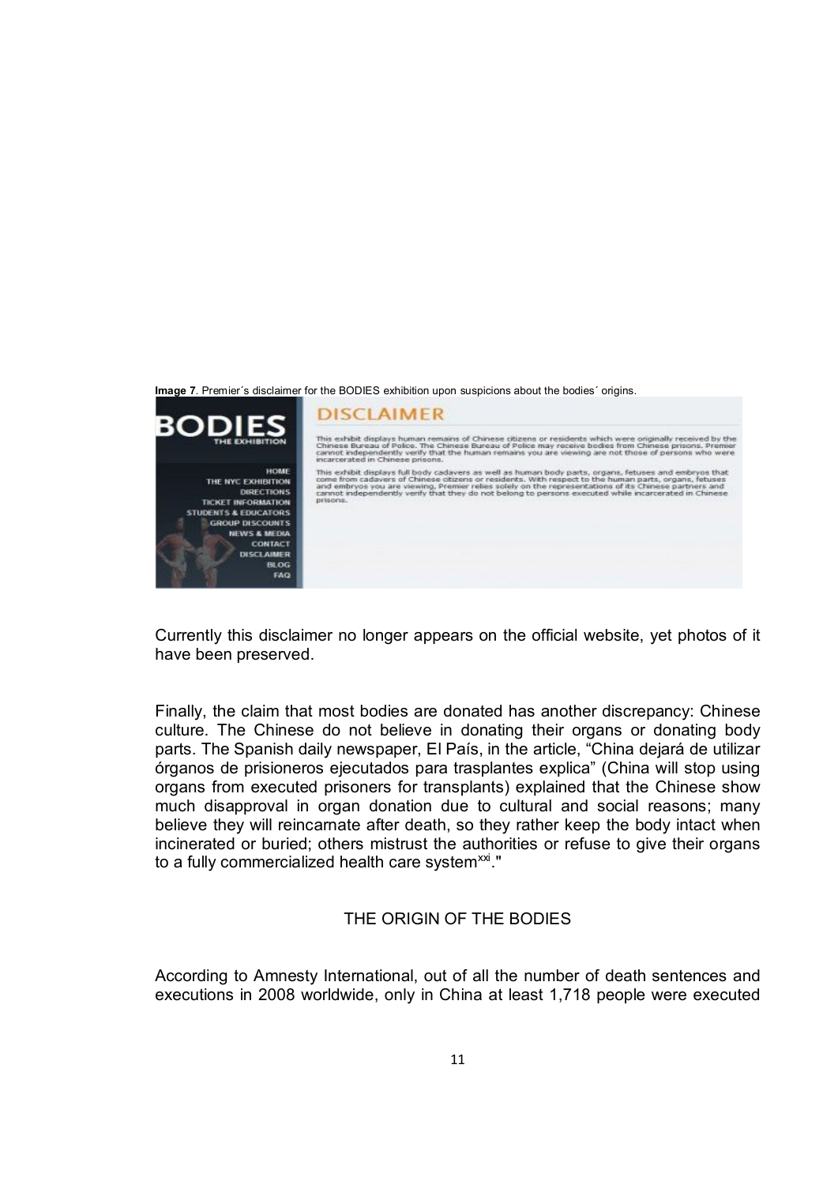**Image 7**. Premier´s disclaimer for the BODIES exhibition upon suspicions about the bodies´ origins.

Currently this disclaimer no longer appears on the official website, yet photos of it have been preserved.

Finally, the claim that most bodies are donated has another discrepancy: Chinese culture. The Chinese do not believe in donating their organs or donating body parts. The Spanish daily newspaper, El País, in the article, "China dejará de utilizar órganos de prisioneros ejecutados para trasplantes explica" (China will stop using organs from executed prisoners for transplants) explained that the Chinese show much disapproval in organ donation due to cultural and social reasons; many believe they will reincarnate after death, so they rather keep the body intact when incinerated or buried; others mistrust the authorities or refuse to give their organs to a fully commercialized health care system[xxi]."

## THE ORIGIN OF THE BODIES

According to Amnesty International, out of all the number of death sentences and executions in 2008 worldwide, only in China at least 1,718 people were executed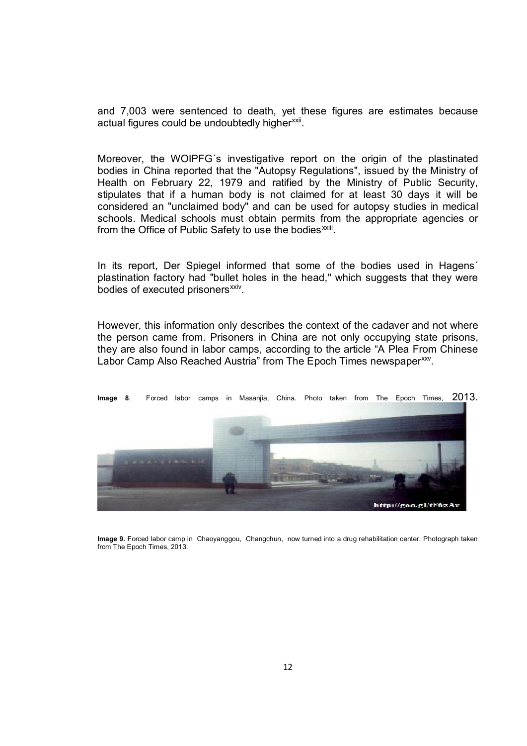and 7,003 were sentenced to death, yet these figures are estimates because actual figures could be undoubtedly higher[xxii].

Moreover, the WOIPFG´s investigative report on the origin of the plastinated bodies in China reported that the "Autopsy Regulations", issued by the Ministry of Health on February 22, 1979 and ratified by the Ministry of Public Security, stipulates that if a human body is not claimed for at least 30 days it will be considered an "unclaimed body" and can be used for autopsy studies in medical schools. Medical schools must obtain permits from the appropriate agencies or from the Office of Public Safety to use the bodies[xxiii].

In its report, Der Spiegel informed that some of the bodies used in Hagens´ plastination factory had "bullet holes in the head," which suggests that they were bodies of executed prisoners[xxiv].

However, this information only describes the context of the cadaver and not where the person came from. Prisoners in China are not only occupying state prisons, they are also found in labor camps, according to the article "A Plea From Chinese Labor Camp Also Reached Austria" from The Epoch Times newspaper[xxv].

**Image 8**. Forced labor camps in Masanjia, China. Photo taken from The Epoch Times, 2013.

**Image 9.** Forced labor camp in Chaoyanggou, Changchun, now turned into a drug rehabilitation center. Photograph taken from The Epoch Times, 2013.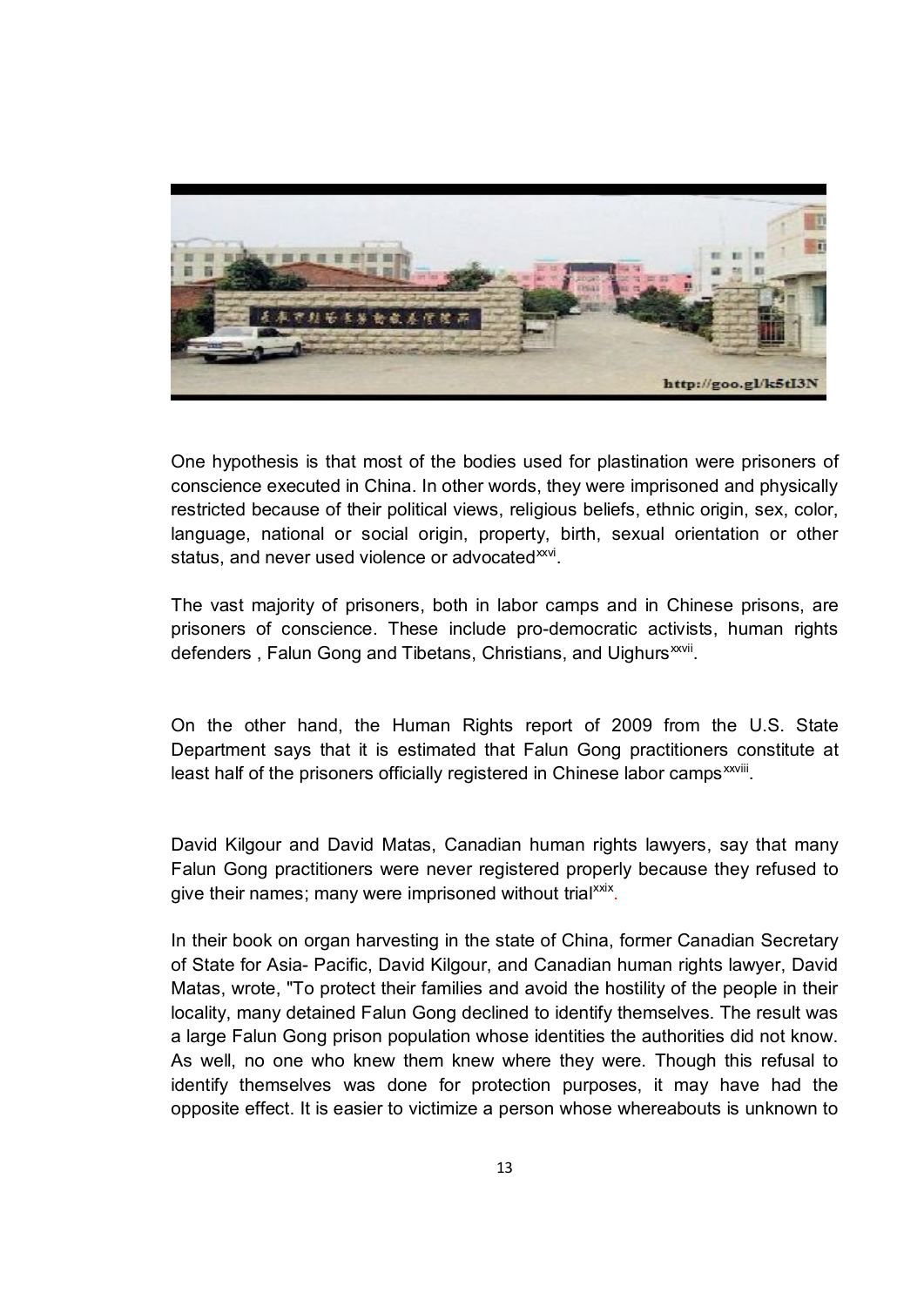One hypothesis is that most of the bodies used for plastination were prisoners of conscience executed in China. In other words, they were imprisoned and physically restricted because of their political views, religious beliefs, ethnic origin, sex, color, language, national or social origin, property, birth, sexual orientation or other status, and never used violence or advocated[xxvi].

The vast majority of prisoners, both in labor camps and in Chinese prisons, are prisoners of conscience. These include pro-democratic activists, human rights defenders , Falun Gong and Tibetans, Christians, and Uighurs[xxvii].

On the other hand, the Human Rights report of 2009 from the U.S. State Department says that it is estimated that Falun Gong practitioners constitute at least half of the prisoners officially registered in Chinese labor camps[xxviii].

David Kilgour and David Matas, Canadian human rights lawyers, say that many Falun Gong practitioners were never registered properly because they refused to give their names; many were imprisoned without trial[xxix].

In their book on organ harvesting in the state of China, former Canadian Secretary of State for Asia- Pacific, David Kilgour, and Canadian human rights lawyer, David Matas, wrote, "To protect their families and avoid the hostility of the people in their locality, many detained Falun Gong declined to identify themselves. The result was a large Falun Gong prison population whose identities the authorities did not know. As well, no one who knew them knew where they were. Though this refusal to identify themselves was done for protection purposes, it may have had the opposite effect. It is easier to victimize a person whose whereabouts is unknown to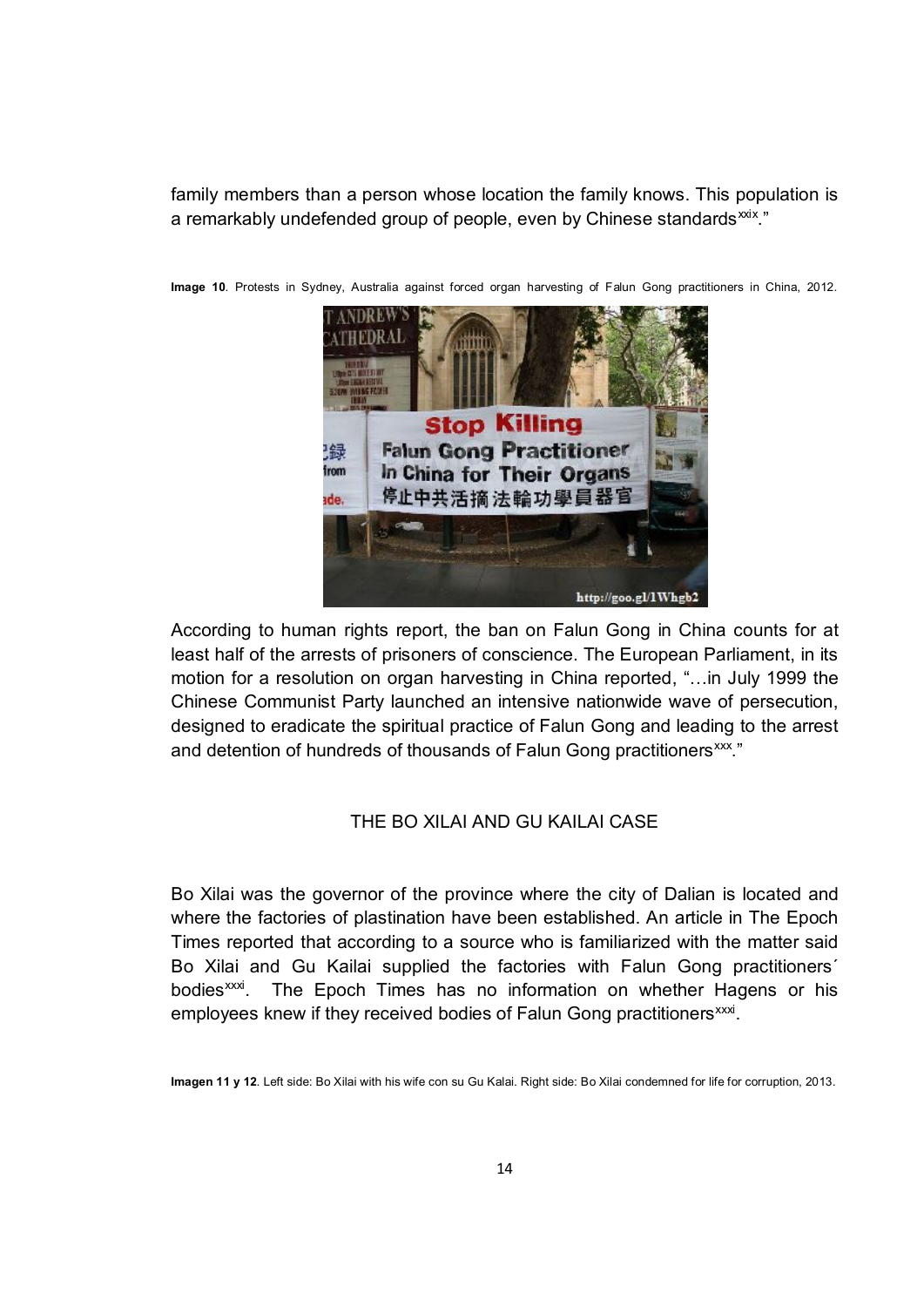family members than a person whose location the family knows. This population is a remarkably undefended group of people, even by Chinese standards[xxix]."

**Image 10**. Protests in Sydney, Australia against forced organ harvesting of Falun Gong practitioners in China, 2012.

According to human rights report, the ban on Falun Gong in China counts for at least half of the arrests of prisoners of conscience. The European Parliament, in its motion for a resolution on organ harvesting in China reported, "…in July 1999 the Chinese Communist Party launched an intensive nationwide wave of persecution, designed to eradicate the spiritual practice of Falun Gong and leading to the arrest and detention of hundreds of thousands of Falun Gong practitioners[xxx]."

## THE BO XILAI AND GU KAILAI CASE

Bo Xilai was the governor of the province where the city of Dalian is located and where the factories of plastination have been established. An article in The Epoch Times reported that according to a source who is familiarized with the matter said Bo Xilai and Gu Kailai supplied the factories with Falun Gong practitioners´ bodies[xxxi]. The Epoch Times has no information on whether Hagens or his employees knew if they received bodies of Falun Gong practitioners[xxxi].

**Imagen 11 y 12**. Left side: Bo Xilai with his wife con su Gu Kalai. Right side: Bo Xilai condemned for life for corruption, 2013.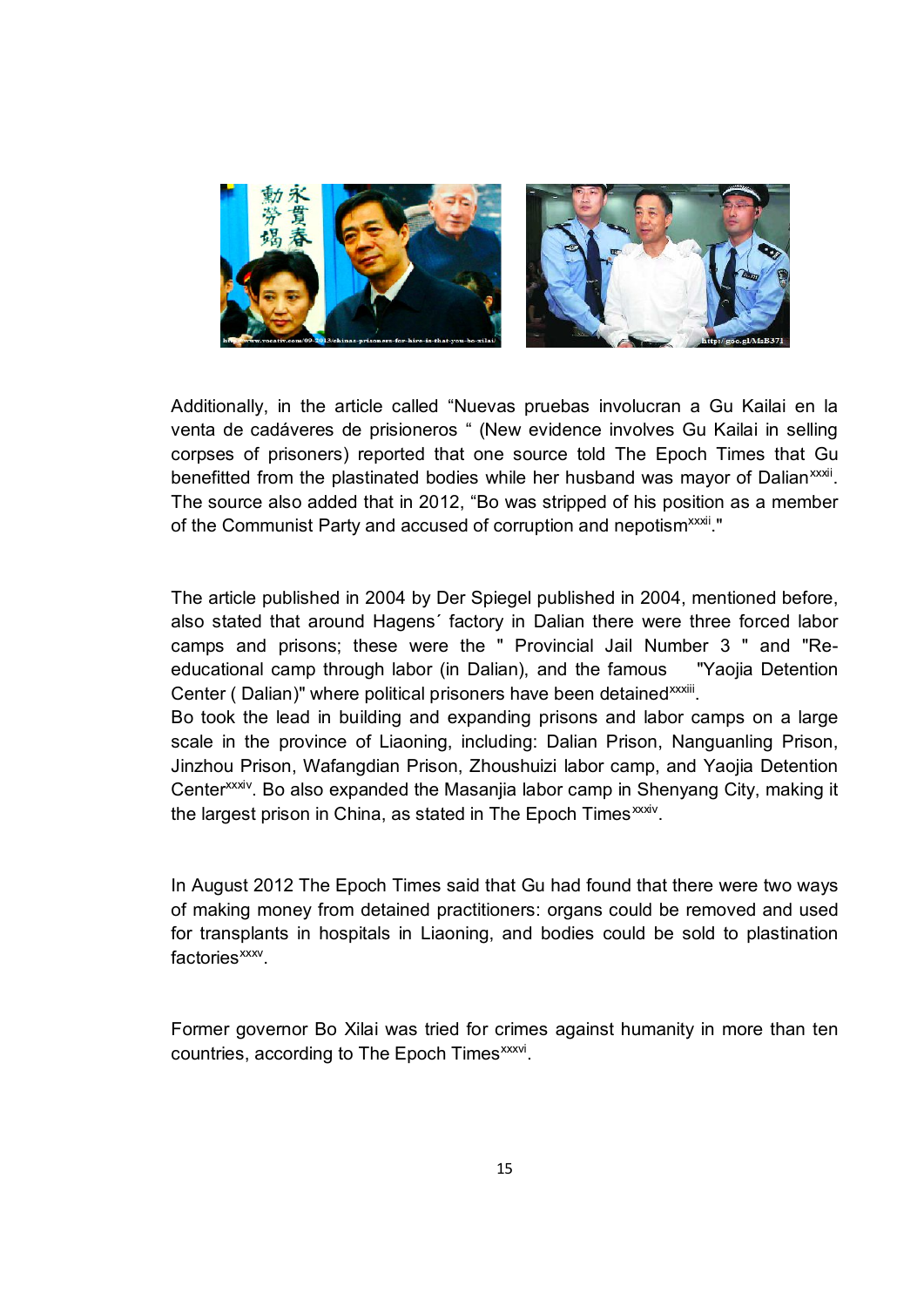Additionally, in the article called “Nuevas pruebas involucran a Gu Kailai en la venta de cadáveres de prisioneros “ (New evidence involves Gu Kailai in selling corpses of prisoners) reported that one source told The Epoch Times that Gu benefitted from the plastinated bodies while her husband was mayor of Dalian[xxxii]. The source also added that in 2012, “Bo was stripped of his position as a member of the Communist Party and accused of corruption and nepotism[xxxii]."

The article published in 2004 by Der Spiegel published in 2004, mentioned before, also stated that around Hagens´ factory in Dalian there were three forced labor camps and prisons; these were the " Provincial Jail Number 3 " and "Re-educational camp through labor (in Dalian), and the famous "Yaojia Detention Center ( Dalian)" where political prisoners have been detained[xxxiii].

Bo took the lead in building and expanding prisons and labor camps on a large scale in the province of Liaoning, including: Dalian Prison, Nanguanling Prison, Jinzhou Prison, Wafangdian Prison, Zhoushuizi labor camp, and Yaojia Detention Center[xxxiv]. Bo also expanded the Masanjia labor camp in Shenyang City, making it the largest prison in China, as stated in The Epoch Times[xxxiv].

In August 2012 The Epoch Times said that Gu had found that there were two ways of making money from detained practitioners: organs could be removed and used for transplants in hospitals in Liaoning, and bodies could be sold to plastination factories[xxxv].

Former governor Bo Xilai was tried for crimes against humanity in more than ten countries, according to The Epoch Times[xxxvi].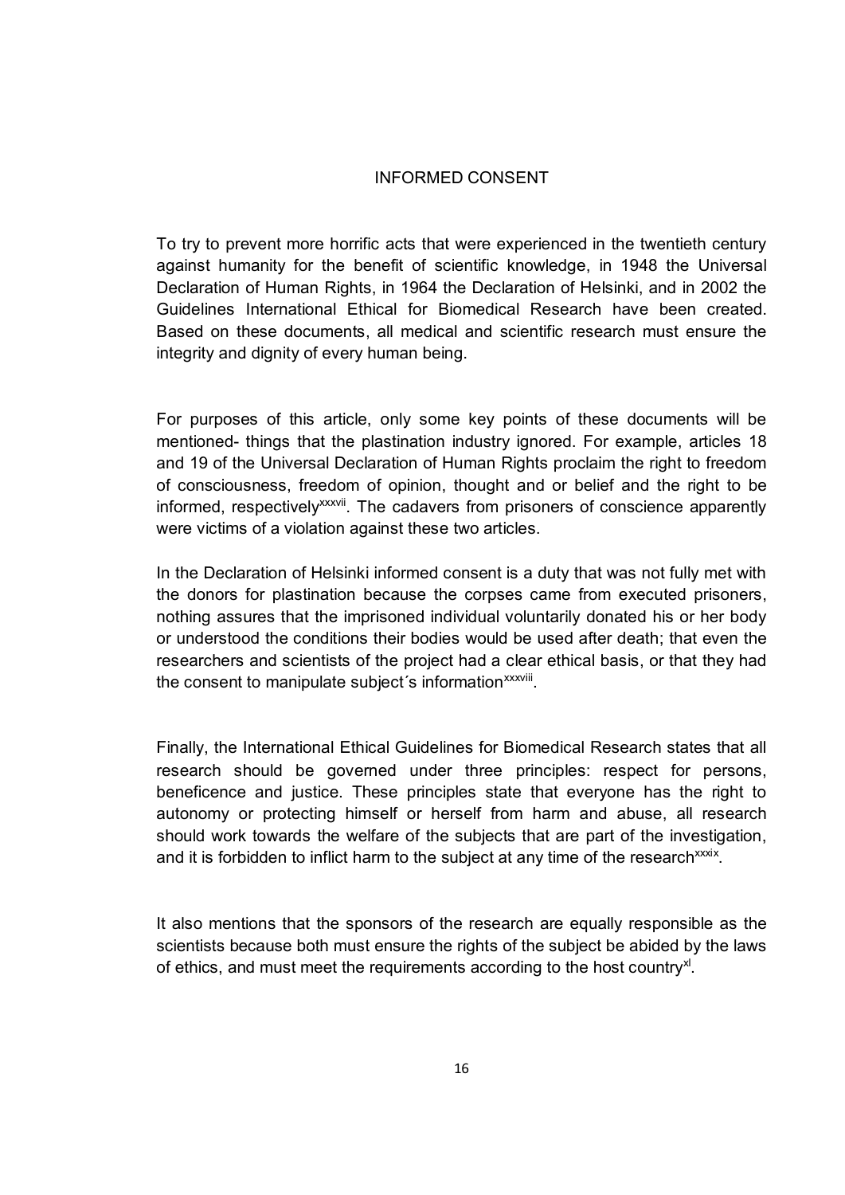## INFORMED CONSENT

To try to prevent more horrific acts that were experienced in the twentieth century against humanity for the benefit of scientific knowledge, in 1948 the Universal Declaration of Human Rights, in 1964 the Declaration of Helsinki, and in 2002 the Guidelines International Ethical for Biomedical Research have been created. Based on these documents, all medical and scientific research must ensure the integrity and dignity of every human being.

For purposes of this article, only some key points of these documents will be mentioned- things that the plastination industry ignored. For example, articles 18 and 19 of the Universal Declaration of Human Rights proclaim the right to freedom of consciousness, freedom of opinion, thought and or belief and the right to be informed, respectively[xxxvii]. The cadavers from prisoners of conscience apparently were victims of a violation against these two articles.

In the Declaration of Helsinki informed consent is a duty that was not fully met with the donors for plastination because the corpses came from executed prisoners, nothing assures that the imprisoned individual voluntarily donated his or her body or understood the conditions their bodies would be used after death; that even the researchers and scientists of the project had a clear ethical basis, or that they had the consent to manipulate subject´s information[xxxviii].

Finally, the International Ethical Guidelines for Biomedical Research states that all research should be governed under three principles: respect for persons, beneficence and justice. These principles state that everyone has the right to autonomy or protecting himself or herself from harm and abuse, all research should work towards the welfare of the subjects that are part of the investigation, and it is forbidden to inflict harm to the subject at any time of the research[xxxix].

It also mentions that the sponsors of the research are equally responsible as the scientists because both must ensure the rights of the subject be abided by the laws of ethics, and must meet the requirements according to the host country[xl].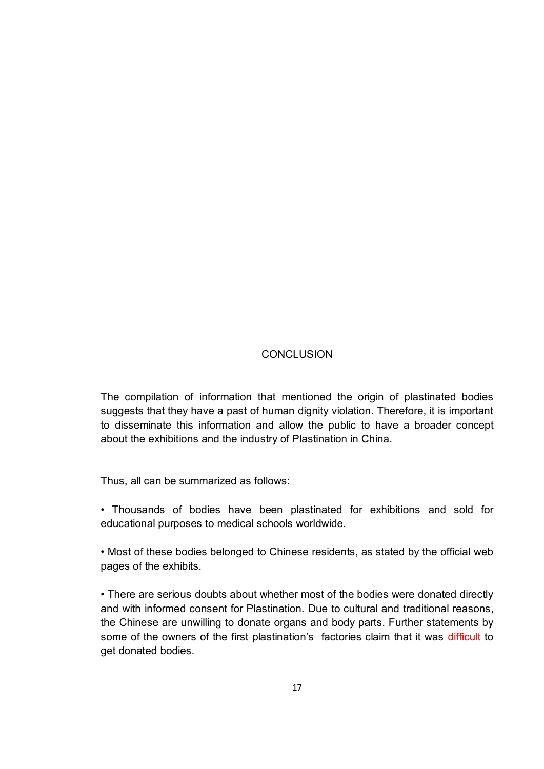# CONCLUSION

The compilation of information that mentioned the origin of plastinated bodies suggests that they have a past of human dignity violation. Therefore, it is important to disseminate this information and allow the public to have a broader concept about the exhibitions and the industry of Plastination in China.

Thus, all can be summarized as follows:

- Thousands of bodies have been plastinated for exhibitions and sold for educational purposes to medical schools worldwide.

- Most of these bodies belonged to Chinese residents, as stated by the official web pages of the exhibits.

- There are serious doubts about whether most of the bodies were donated directly and with informed consent for Plastination. Due to cultural and traditional reasons, the Chinese are unwilling to donate organs and body parts. Further statements by some of the owners of the first plastination's factories claim that it was difficult to get donated bodies.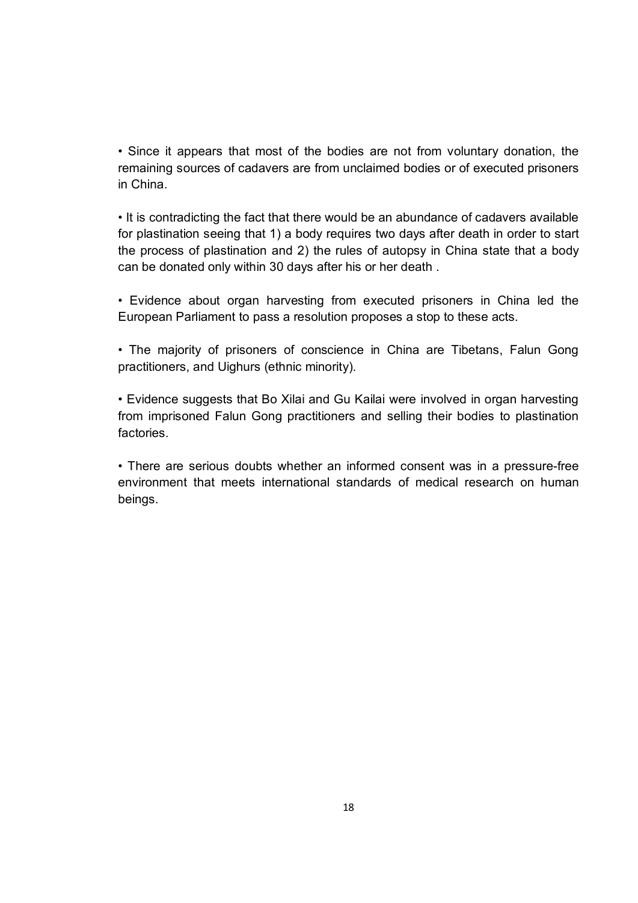- Since it appears that most of the bodies are not from voluntary donation, the remaining sources of cadavers are from unclaimed bodies or of executed prisoners in China.

- It is contradicting the fact that there would be an abundance of cadavers available for plastination seeing that 1) a body requires two days after death in order to start the process of plastination and 2) the rules of autopsy in China state that a body can be donated only within 30 days after his or her death .

- Evidence about organ harvesting from executed prisoners in China led the European Parliament to pass a resolution proposes a stop to these acts.

- The majority of prisoners of conscience in China are Tibetans, Falun Gong practitioners, and Uighurs (ethnic minority).

- Evidence suggests that Bo Xilai and Gu Kailai were involved in organ harvesting from imprisoned Falun Gong practitioners and selling their bodies to plastination factories.

- There are serious doubts whether an informed consent was in a pressure-free environment that meets international standards of medical research on human beings.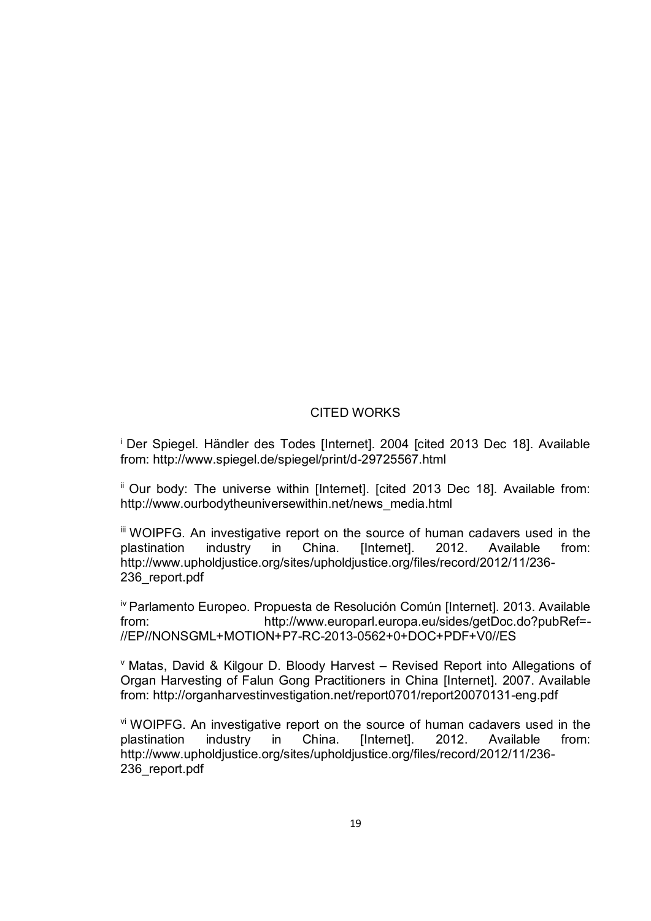## CITED WORKS

[i] Der Spiegel. Händler des Todes [Internet]. 2004 [cited 2013 Dec 18]. Available from: http://www.spiegel.de/spiegel/print/d-29725567.html

[ii] Our body: The universe within [Internet]. [cited 2013 Dec 18]. Available from: http://www.ourbodytheuniversewithin.net/news_media.html

[iii] WOIPFG. An investigative report on the source of human cadavers used in the plastination industry in China. [Internet]. 2012. Available from: http://www.upholdjustice.org/sites/upholdjustice.org/files/record/2012/11/236-236_report.pdf

[iv] Parlamento Europeo. Propuesta de Resolución Común [Internet]. 2013. Available from: http://www.europarl.europa.eu/sides/getDoc.do?pubRef=-//EP//NONSGML+MOTION+P7-RC-2013-0562+0+DOC+PDF+V0//ES

[v] Matas, David & Kilgour D. Bloody Harvest – Revised Report into Allegations of Organ Harvesting of Falun Gong Practitioners in China [Internet]. 2007. Available from: http://organharvestinvestigation.net/report0701/report20070131-eng.pdf

[vi] WOIPFG. An investigative report on the source of human cadavers used in the plastination industry in China. [Internet]. 2012. Available from: http://www.upholdjustice.org/sites/upholdjustice.org/files/record/2012/11/236-236_report.pdf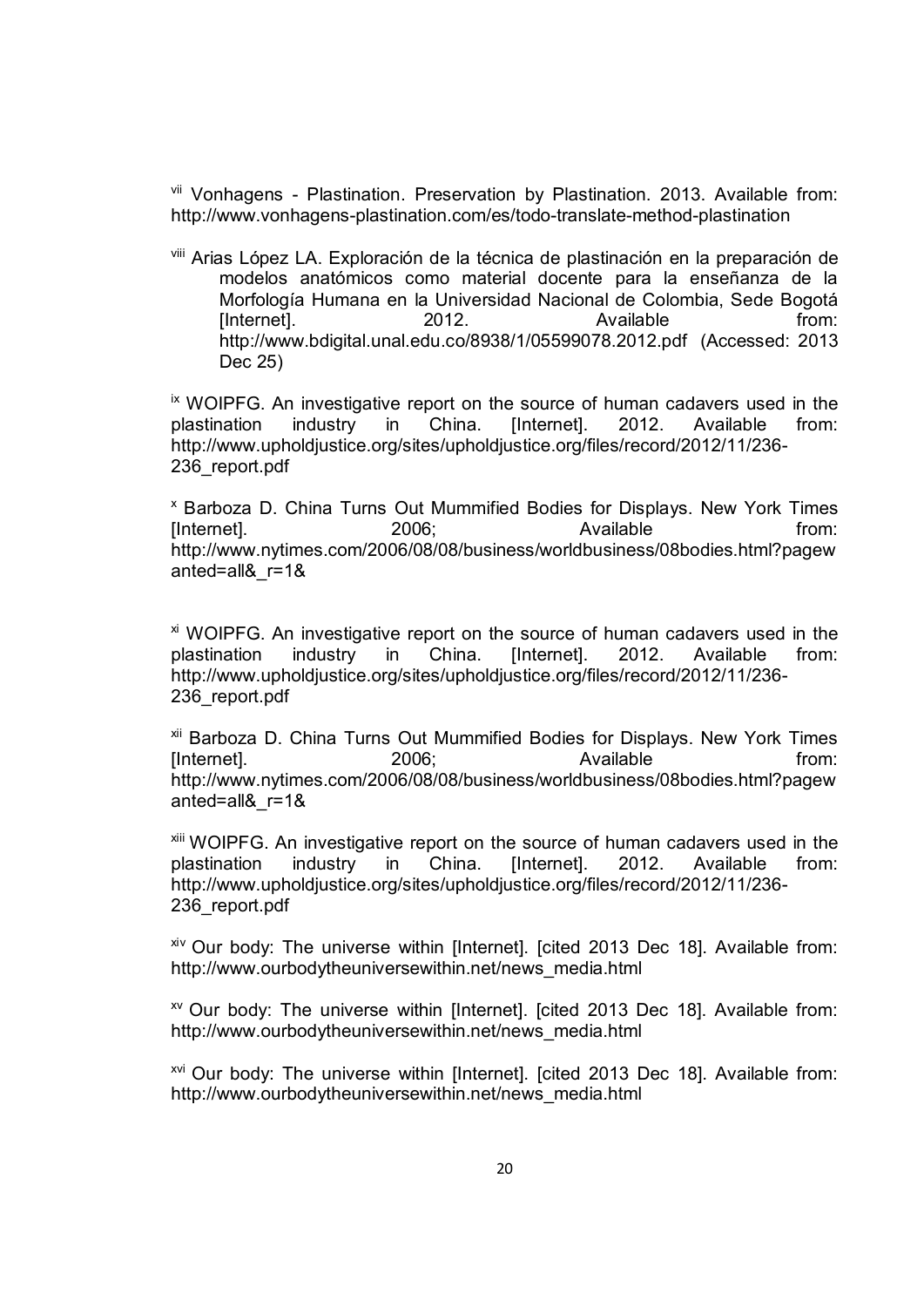[vii] Vonhagens - Plastination. Preservation by Plastination. 2013. Available from: http://www.vonhagens-plastination.com/es/todo-translate-method-plastination

[viii] Arias López LA. Exploración de la técnica de plastinación en la preparación de modelos anatómicos como material docente para la enseñanza de la Morfología Humana en la Universidad Nacional de Colombia, Sede Bogotá [Internet]. 2012. Available from: http://www.bdigital.unal.edu.co/8938/1/05599078.2012.pdf (Accessed: 2013 Dec 25)

[ix] WOIPFG. An investigative report on the source of human cadavers used in the plastination industry in China. [Internet]. 2012. Available from: http://www.upholdjustice.org/sites/upholdjustice.org/files/record/2012/11/236-236_report.pdf

[x] Barboza D. China Turns Out Mummified Bodies for Displays. New York Times [Internet]. 2006; Available from: http://www.nytimes.com/2006/08/08/business/worldbusiness/08bodies.html?pagewanted=all&_r=1&

[xi] WOIPFG. An investigative report on the source of human cadavers used in the plastination industry in China. [Internet]. 2012. Available from: http://www.upholdjustice.org/sites/upholdjustice.org/files/record/2012/11/236-236_report.pdf

[xii] Barboza D. China Turns Out Mummified Bodies for Displays. New York Times [Internet]. 2006; Available from: http://www.nytimes.com/2006/08/08/business/worldbusiness/08bodies.html?pagewanted=all&_r=1&

[xiii] WOIPFG. An investigative report on the source of human cadavers used in the plastination industry in China. [Internet]. 2012. Available from: http://www.upholdjustice.org/sites/upholdjustice.org/files/record/2012/11/236-236_report.pdf

[xiv] Our body: The universe within [Internet]. [cited 2013 Dec 18]. Available from: http://www.ourbodytheuniversewithin.net/news_media.html

[xv] Our body: The universe within [Internet]. [cited 2013 Dec 18]. Available from: http://www.ourbodytheuniversewithin.net/news_media.html

[xvi] Our body: The universe within [Internet]. [cited 2013 Dec 18]. Available from: http://www.ourbodytheuniversewithin.net/news_media.html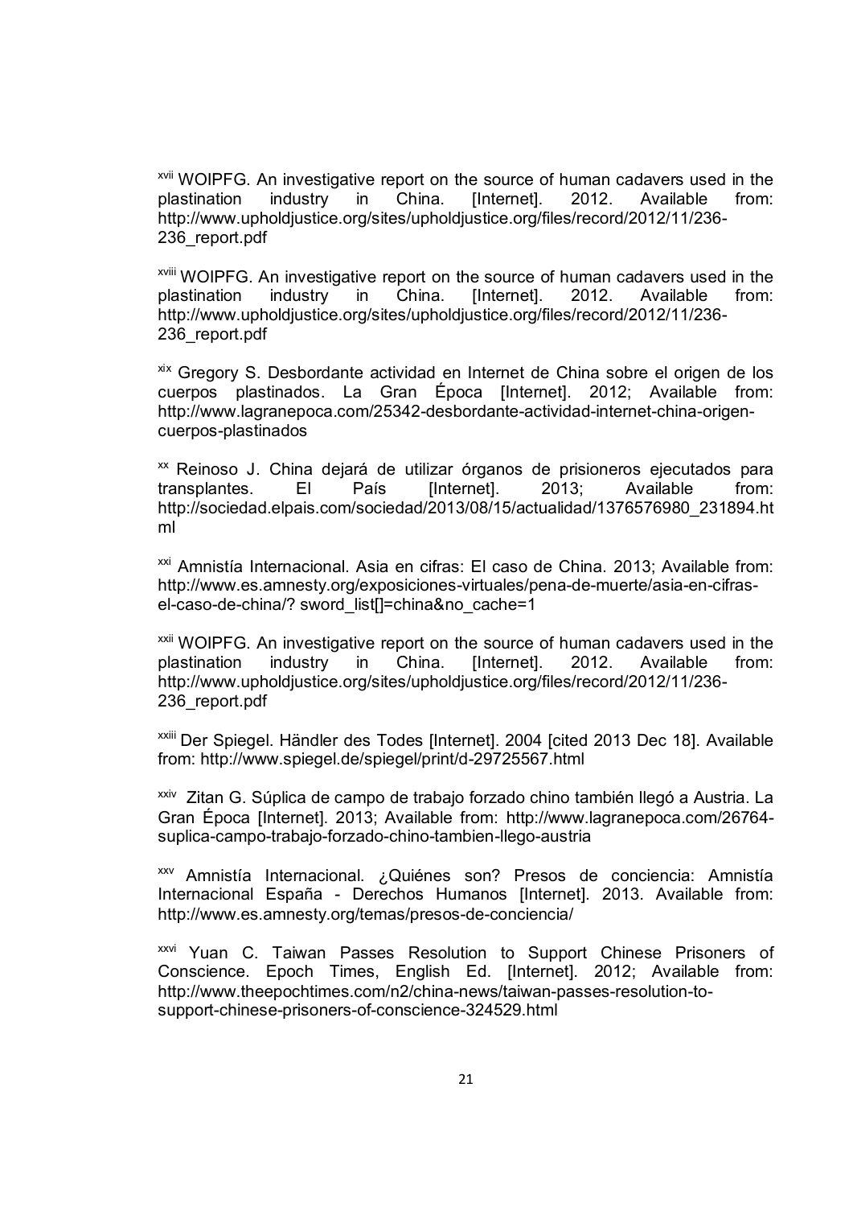[xvii] WOIPFG. An investigative report on the source of human cadavers used in the plastination industry in China. [Internet]. 2012. Available from: http://www.upholdjustice.org/sites/upholdjustice.org/files/record/2012/11/236-236_report.pdf

[xviii] WOIPFG. An investigative report on the source of human cadavers used in the plastination industry in China. [Internet]. 2012. Available from: http://www.upholdjustice.org/sites/upholdjustice.org/files/record/2012/11/236-236_report.pdf

[xix] Gregory S. Desbordante actividad en Internet de China sobre el origen de los cuerpos plastinados. La Gran Época [Internet]. 2012; Available from: http://www.lagranepoca.com/25342-desbordante-actividad-internet-china-origen-cuerpos-plastinados

[xx] Reinoso J. China dejará de utilizar órganos de prisioneros ejecutados para transplantes. El País [Internet]. 2013; Available from: http://sociedad.elpais.com/sociedad/2013/08/15/actualidad/1376576980_231894.html

[xxi] Amnistía Internacional. Asia en cifras: El caso de China. 2013; Available from: http://www.es.amnesty.org/exposiciones-virtuales/pena-de-muerte/asia-en-cifras-el-caso-de-china/? sword_list[]=china&no_cache=1

[xxii] WOIPFG. An investigative report on the source of human cadavers used in the plastination industry in China. [Internet]. 2012. Available from: http://www.upholdjustice.org/sites/upholdjustice.org/files/record/2012/11/236-236_report.pdf

[xxiii] Der Spiegel. Händler des Todes [Internet]. 2004 [cited 2013 Dec 18]. Available from: http://www.spiegel.de/spiegel/print/d-29725567.html

[xxiv] Zitan G. Súplica de campo de trabajo forzado chino también llegó a Austria. La Gran Época [Internet]. 2013; Available from: http://www.lagranepoca.com/26764-suplica-campo-trabajo-forzado-chino-tambien-llego-austria

[xxv] Amnistía Internacional. ¿Quiénes son? Presos de conciencia: Amnistía Internacional España - Derechos Humanos [Internet]. 2013. Available from: http://www.es.amnesty.org/temas/presos-de-conciencia/

[xxvi] Yuan C. Taiwan Passes Resolution to Support Chinese Prisoners of Conscience. Epoch Times, English Ed. [Internet]. 2012; Available from: http://www.theepochtimes.com/n2/china-news/taiwan-passes-resolution-to-support-chinese-prisoners-of-conscience-324529.html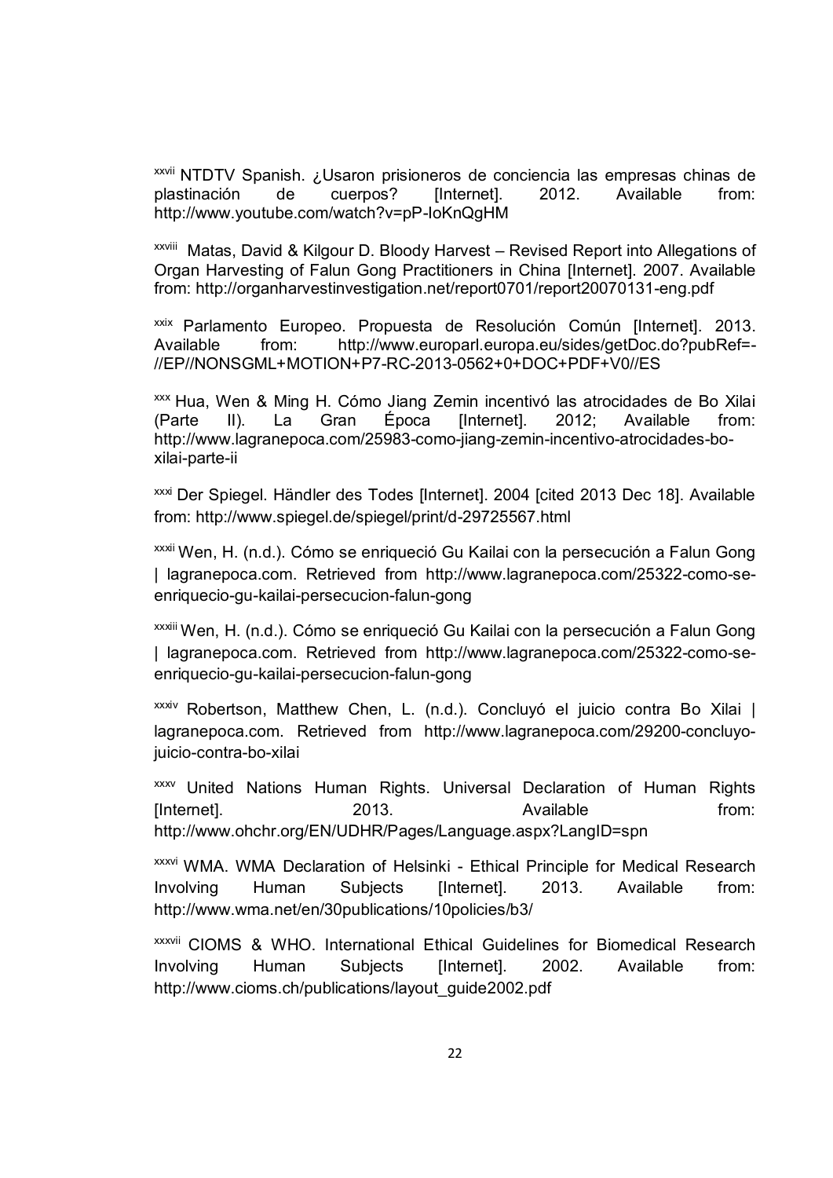[xxvii] NTDTV Spanish. ¿Usaron prisioneros de conciencia las empresas chinas de plastinación de cuerpos? [Internet]. 2012. Available from: http://www.youtube.com/watch?v=pP-IoKnQgHM

[xxviii] Matas, David & Kilgour D. Bloody Harvest – Revised Report into Allegations of Organ Harvesting of Falun Gong Practitioners in China [Internet]. 2007. Available from: http://organharvestinvestigation.net/report0701/report20070131-eng.pdf

[xxix] Parlamento Europeo. Propuesta de Resolución Común [Internet]. 2013. Available from: http://www.europarl.europa.eu/sides/getDoc.do?pubRef=-//EP//NONSGML+MOTION+P7-RC-2013-0562+0+DOC+PDF+V0//ES

[xxx] Hua, Wen & Ming H. Cómo Jiang Zemin incentivó las atrocidades de Bo Xilai (Parte II). La Gran Época [Internet]. 2012; Available from: http://www.lagranepoca.com/25983-como-jiang-zemin-incentivo-atrocidades-bo-xilai-parte-ii

[xxxi] Der Spiegel. Händler des Todes [Internet]. 2004 [cited 2013 Dec 18]. Available from: http://www.spiegel.de/spiegel/print/d-29725567.html

[xxxii] Wen, H. (n.d.). Cómo se enriqueció Gu Kailai con la persecución a Falun Gong | lagranepoca.com. Retrieved from http://www.lagranepoca.com/25322-como-se-enriquecio-gu-kailai-persecucion-falun-gong

[xxxiii] Wen, H. (n.d.). Cómo se enriqueció Gu Kailai con la persecución a Falun Gong | lagranepoca.com. Retrieved from http://www.lagranepoca.com/25322-como-se-enriquecio-gu-kailai-persecucion-falun-gong

[xxxiv] Robertson, Matthew Chen, L. (n.d.). Concluyó el juicio contra Bo Xilai | lagranepoca.com. Retrieved from http://www.lagranepoca.com/29200-concluyo-juicio-contra-bo-xilai

[xxxv] United Nations Human Rights. Universal Declaration of Human Rights [Internet]. 2013. Available from: http://www.ohchr.org/EN/UDHR/Pages/Language.aspx?LangID=spn

[xxxvi] WMA. WMA Declaration of Helsinki - Ethical Principle for Medical Research Involving Human Subjects [Internet]. 2013. Available from: http://www.wma.net/en/30publications/10policies/b3/

[xxxvii] CIOMS & WHO. International Ethical Guidelines for Biomedical Research Involving Human Subjects [Internet]. 2002. Available from: http://www.cioms.ch/publications/layout_guide2002.pdf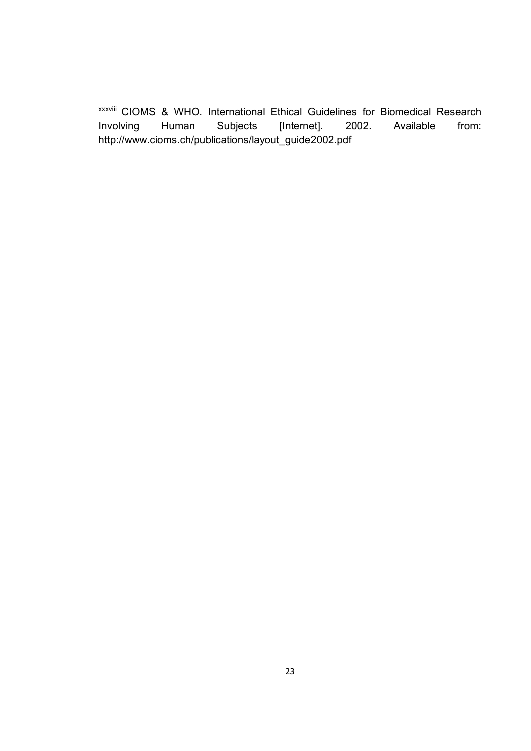[xxxviii] CIOMS & WHO. International Ethical Guidelines for Biomedical Research Involving Human Subjects [Internet]. 2002. Available from: http://www.cioms.ch/publications/layout_guide2002.pdf